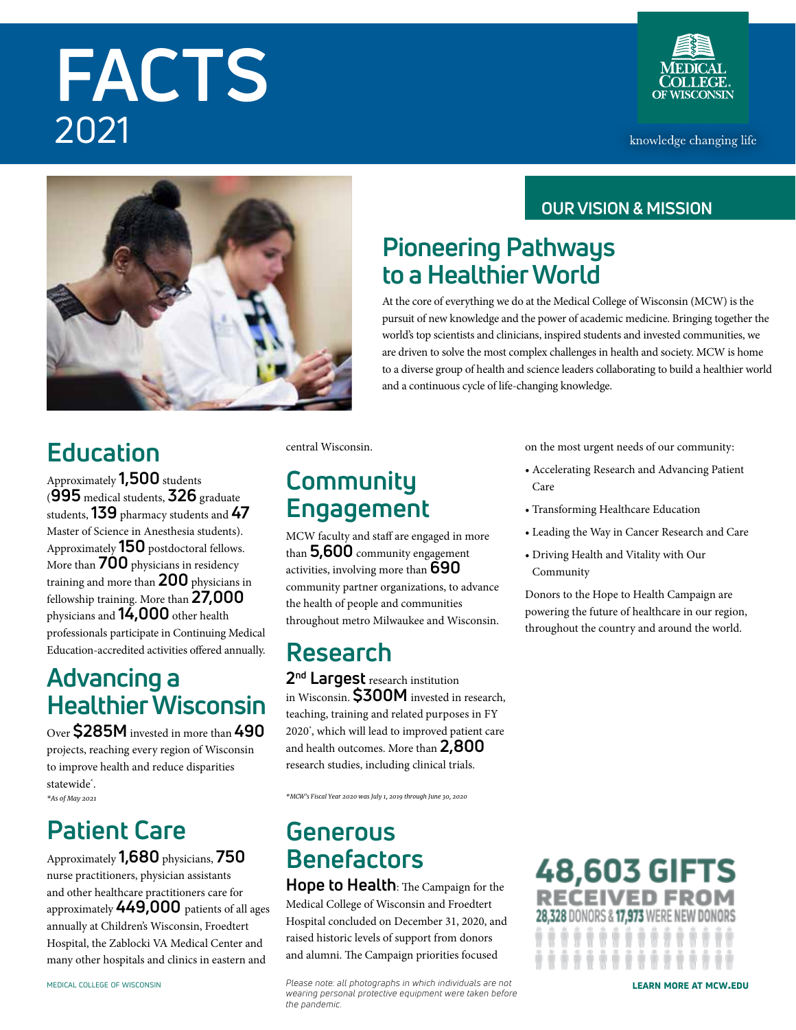# FACTS
2021

MEDICAL COLLEGE OF WISCONSIN

knowledge changing life

## OUR VISION & MISSION

## Pioneering Pathways to a Healthier World

At the core of everything we do at the Medical College of Wisconsin (MCW) is the pursuit of new knowledge and the power of academic medicine. Bringing together the world's top scientists and clinicians, inspired students and invested communities, we are driven to solve the most complex challenges in health and society. MCW is home to a diverse group of health and science leaders collaborating to build a healthier world and a continuous cycle of life-changing knowledge.

## Education

Approximately **1,500** students (**995** medical students, **326** graduate students, **139** pharmacy students and **47** Master of Science in Anesthesia students). Approximately **150** postdoctoral fellows. More than **700** physicians in residency training and more than **200** physicians in fellowship training. More than **27,000** physicians and **14,000** other health professionals participate in Continuing Medical Education-accredited activities offered annually.

## Advancing a Healthier Wisconsin

Over **$285M** invested in more than **490** projects, reaching every region of Wisconsin to improve health and reduce disparities statewide*.

*\*As of May 2021*

## Patient Care

Approximately **1,680** physicians, **750** nurse practitioners, physician assistants and other healthcare practitioners care for approximately **449,000** patients of all ages annually at Children's Wisconsin, Froedtert Hospital, the Zablocki VA Medical Center and many other hospitals and clinics in eastern and central Wisconsin.

## Community Engagement

MCW faculty and staff are engaged in more than **5,600** community engagement activities, involving more than **690** community partner organizations, to advance the health of people and communities throughout metro Milwaukee and Wisconsin.

## Research

**2nd Largest** research institution in Wisconsin. **$300M** invested in research, teaching, training and related purposes in FY 2020*, which will lead to improved patient care and health outcomes. More than **2,800** research studies, including clinical trials.

*\*MCW's Fiscal Year 2020 was July 1, 2019 through June 30, 2020*

## Generous Benefactors

**Hope to Health**: The Campaign for the Medical College of Wisconsin and Froedtert Hospital concluded on December 31, 2020, and raised historic levels of support from donors and alumni. The Campaign priorities focused on the most urgent needs of our community:

- Accelerating Research and Advancing Patient Care
- Transforming Healthcare Education
- Leading the Way in Cancer Research and Care
- Driving Health and Vitality with Our Community

Donors to the Hope to Health Campaign are powering the future of healthcare in our region, throughout the country and around the world.

**48,603 GIFTS RECEIVED FROM 28,328 DONORS & 17,973 WERE NEW DONORS**

*Please note: all photographs in which individuals are not wearing personal protective equipment were taken before the pandemic.*

**LEARN MORE AT MCW.EDU**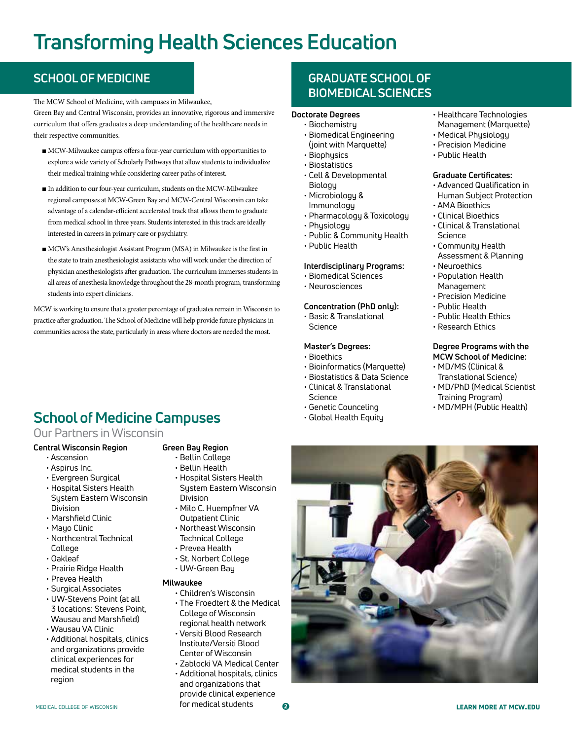# Transforming Health Sciences Education

## SCHOOL OF MEDICINE

The MCW School of Medicine, with campuses in Milwaukee, Green Bay and Central Wisconsin, provides an innovative, rigorous and immersive curriculum that offers graduates a deep understanding of the healthcare needs in their respective communities.

- MCW-Milwaukee campus offers a four-year curriculum with opportunities to explore a wide variety of Scholarly Pathways that allow students to individualize their medical training while considering career paths of interest.
- In addition to our four-year curriculum, students on the MCW-Milwaukee regional campuses at MCW-Green Bay and MCW-Central Wisconsin can take advantage of a calendar-efficient accelerated track that allows them to graduate from medical school in three years. Students interested in this track are ideally interested in careers in primary care or psychiatry.
- MCW's Anesthesiologist Assistant Program (MSA) in Milwaukee is the first in the state to train anesthesiologist assistants who will work under the direction of physician anesthesiologists after graduation. The curriculum immerses students in all areas of anesthesia knowledge throughout the 28-month program, transforming students into expert clinicians.

MCW is working to ensure that a greater percentage of graduates remain in Wisconsin to practice after graduation. The School of Medicine will help provide future physicians in communities across the state, particularly in areas where doctors are needed the most.

## School of Medicine Campuses

### Our Partners in Wisconsin

**Central Wisconsin Region**
- Ascension
- Aspirus Inc.
- Evergreen Surgical
- Hospital Sisters Health System Eastern Wisconsin Division
- Marshfield Clinic
- Mayo Clinic
- Northcentral Technical College
- Oakleaf
- Prairie Ridge Health
- Prevea Health
- Surgical Associates
- UW-Stevens Point (at all 3 locations: Stevens Point, Wausau and Marshfield)
- Wausau VA Clinic
- Additional hospitals, clinics and organizations provide clinical experiences for medical students in the region

**Green Bay Region**
- Bellin College
- Bellin Health
- Hospital Sisters Health System Eastern Wisconsin Division
- Milo C. Huempfner VA Outpatient Clinic
- Northeast Wisconsin Technical College
- Prevea Health
- St. Norbert College
- UW-Green Bay

**Milwaukee**
- Children's Wisconsin
- The Froedtert & the Medical College of Wisconsin regional health network
- Versiti Blood Research Institute/Versiti Blood Center of Wisconsin
- Zablocki VA Medical Center
- Additional hospitals, clinics and organizations that provide clinical experience for medical students

## GRADUATE SCHOOL OF BIOMEDICAL SCIENCES

**Doctorate Degrees**
- Biochemistry
- Biomedical Engineering (joint with Marquette)
- Biophysics
- Biostatistics
- Cell & Developmental Biology
- Microbiology & Immunology
- Pharmacology & Toxicology
- Physiology
- Public & Community Health
- Public Health

**Interdisciplinary Programs:**
- Biomedical Sciences
- Neurosciences

**Concentration (PhD only):**
- Basic & Translational Science

**Master's Degrees:**
- Bioethics
- Bioinformatics (Marquette)
- Biostatistics & Data Science
- Clinical & Translational Science
- Genetic Counceling
- Global Health Equity
- Healthcare Technologies Management (Marquette)
- Medical Physiology
- Precision Medicine
- Public Health

**Graduate Certificates:**
- Advanced Qualification in Human Subject Protection
- AMA Bioethics
- Clinical Bioethics
- Clinical & Translational Science
- Community Health Assessment & Planning
- Neuroethics
- Population Health Management
- Precision Medicine
- Public Health
- Public Health Ethics
- Research Ethics

**Degree Programs with the MCW School of Medicine:**
- MD/MS (Clinical & Translational Science)
- MD/PhD (Medical Scientist Training Program)
- MD/MPH (Public Health)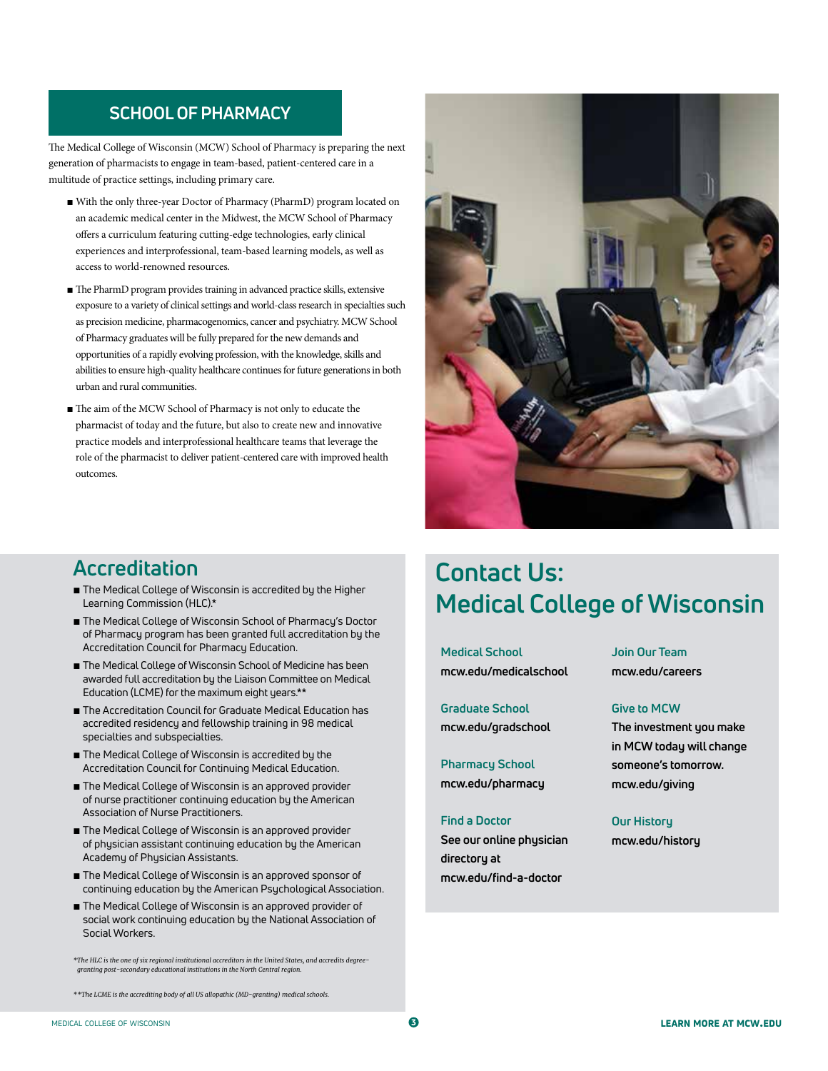## SCHOOL OF PHARMACY

The Medical College of Wisconsin (MCW) School of Pharmacy is preparing the next generation of pharmacists to engage in team-based, patient-centered care in a multitude of practice settings, including primary care.

- With the only three-year Doctor of Pharmacy (PharmD) program located on an academic medical center in the Midwest, the MCW School of Pharmacy offers a curriculum featuring cutting-edge technologies, early clinical experiences and interprofessional, team-based learning models, as well as access to world-renowned resources.
- The PharmD program provides training in advanced practice skills, extensive exposure to a variety of clinical settings and world-class research in specialties such as precision medicine, pharmacogenomics, cancer and psychiatry. MCW School of Pharmacy graduates will be fully prepared for the new demands and opportunities of a rapidly evolving profession, with the knowledge, skills and abilities to ensure high-quality healthcare continues for future generations in both urban and rural communities.
- The aim of the MCW School of Pharmacy is not only to educate the pharmacist of today and the future, but also to create new and innovative practice models and interprofessional healthcare teams that leverage the role of the pharmacist to deliver patient-centered care with improved health outcomes.

## Accreditation

- The Medical College of Wisconsin is accredited by the Higher Learning Commission (HLC).*
- The Medical College of Wisconsin School of Pharmacy's Doctor of Pharmacy program has been granted full accreditation by the Accreditation Council for Pharmacy Education.
- The Medical College of Wisconsin School of Medicine has been awarded full accreditation by the Liaison Committee on Medical Education (LCME) for the maximum eight years.**
- The Accreditation Council for Graduate Medical Education has accredited residency and fellowship training in 98 medical specialties and subspecialties.
- The Medical College of Wisconsin is accredited by the Accreditation Council for Continuing Medical Education.
- The Medical College of Wisconsin is an approved provider of nurse practitioner continuing education by the American Association of Nurse Practitioners.
- The Medical College of Wisconsin is an approved provider of physician assistant continuing education by the American Academy of Physician Assistants.
- The Medical College of Wisconsin is an approved sponsor of continuing education by the American Psychological Association.
- The Medical College of Wisconsin is an approved provider of social work continuing education by the National Association of Social Workers.

*\*The HLC is the one of six regional institutional accreditors in the United States, and accredits degree-granting post-secondary educational institutions in the North Central region.*

*\*\*The LCME is the accrediting body of all US allopathic (MD-granting) medical schools.*

## Contact Us: Medical College of Wisconsin

**Medical School**
mcw.edu/medicalschool

**Graduate School**
mcw.edu/gradschool

**Pharmacy School**
mcw.edu/pharmacy

**Find a Doctor**
See our online physician directory at mcw.edu/find-a-doctor

**Join Our Team**
mcw.edu/careers

**Give to MCW**
The investment you make in MCW today will change someone's tomorrow.
mcw.edu/giving

**Our History**
mcw.edu/history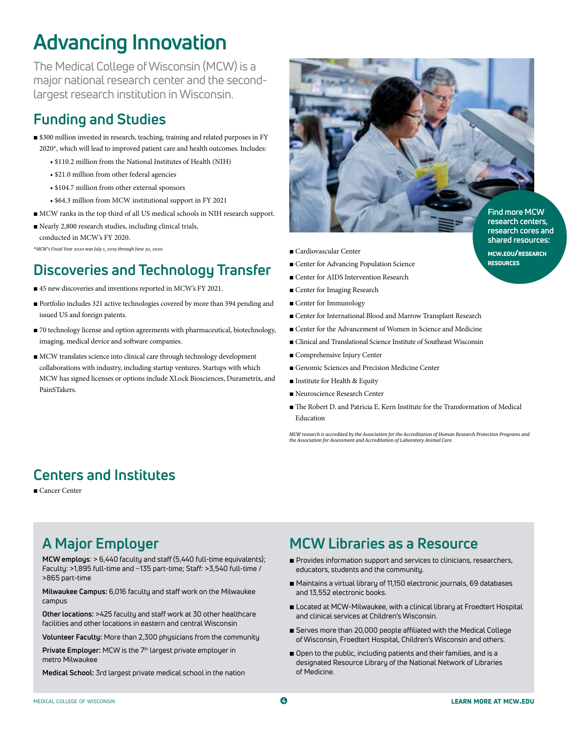# Advancing Innovation

The Medical College of Wisconsin (MCW) is a major national research center and the second-largest research institution in Wisconsin.

## Funding and Studies

- $300 million invested in research, teaching, training and related purposes in FY 2020*, which will lead to improved patient care and health outcomes. Includes:
  - $110.2 million from the National Institutes of Health (NIH)
  - $21.0 million from other federal agencies
  - $104.7 million from other external sponsors
  - $64.3 million from MCW institutional support in FY 2021
- MCW ranks in the top third of all US medical schools in NIH research support.
- Nearly 2,800 research studies, including clinical trials, conducted in MCW's FY 2020.

*\*MCW's Fiscal Year 2020 was July 1, 2019 through June 30, 2020*

## Discoveries and Technology Transfer

- 45 new discoveries and inventions reported in MCW's FY 2021.
- Portfolio includes 321 active technologies covered by more than 594 pending and issued US and foreign patents.
- 70 technology license and option agreements with pharmaceutical, biotechnology, imaging, medical device and software companies.
- MCW translates science into clinical care through technology development collaborations with industry, including startup ventures. Startups with which MCW has signed licenses or options include XLock Biosciences, Durametrix, and PainSTakers.

## Centers and Institutes

- Cancer Center
- Cardiovascular Center
- Center for Advancing Population Science
- Center for AIDS Intervention Research
- Center for Imaging Research
- Center for Immunology
- Center for International Blood and Marrow Transplant Research
- Center for the Advancement of Women in Science and Medicine
- Clinical and Translational Science Institute of Southeast Wisconsin
- Comprehensive Injury Center
- Genomic Sciences and Precision Medicine Center
- Institute for Health & Equity
- Neuroscience Research Center
- The Robert D. and Patricia E. Kern Institute for the Transformation of Medical Education

*MCW research is accredited by the Association for the Accreditation of Human Research Protection Programs and the Association for Assessment and Accreditation of Laboratory Animal Care.*

**Find more MCW research centers, research cores and shared resources:**

**MCW.EDU/RESEARCH RESOURCES**

## A Major Employer

**MCW employs**: > 6,440 faculty and staff (5,440 full-time equivalents); Faculty: >1,895 full-time and ~135 part-time; Staff: >3,540 full-time / >865 part-time

**Milwaukee Campus:** 6,016 faculty and staff work on the Milwaukee campus

**Other locations:** >425 faculty and staff work at 30 other healthcare facilities and other locations in eastern and central Wisconsin

**Volunteer Faculty:** More than 2,300 physicians from the community

**Private Employer:** MCW is the 7th largest private employer in metro Milwaukee

**Medical School:** 3rd largest private medical school in the nation

## MCW Libraries as a Resource

- Provides information support and services to clinicians, researchers, educators, students and the community.
- Maintains a virtual library of 11,150 electronic journals, 69 databases and 13,552 electronic books.
- Located at MCW-Milwaukee, with a clinical library at Froedtert Hospital and clinical services at Children's Wisconsin.
- Serves more than 20,000 people affiliated with the Medical College of Wisconsin, Froedtert Hospital, Children's Wisconsin and others.
- Open to the public, including patients and their families, and is a designated Resource Library of the National Network of Libraries of Medicine.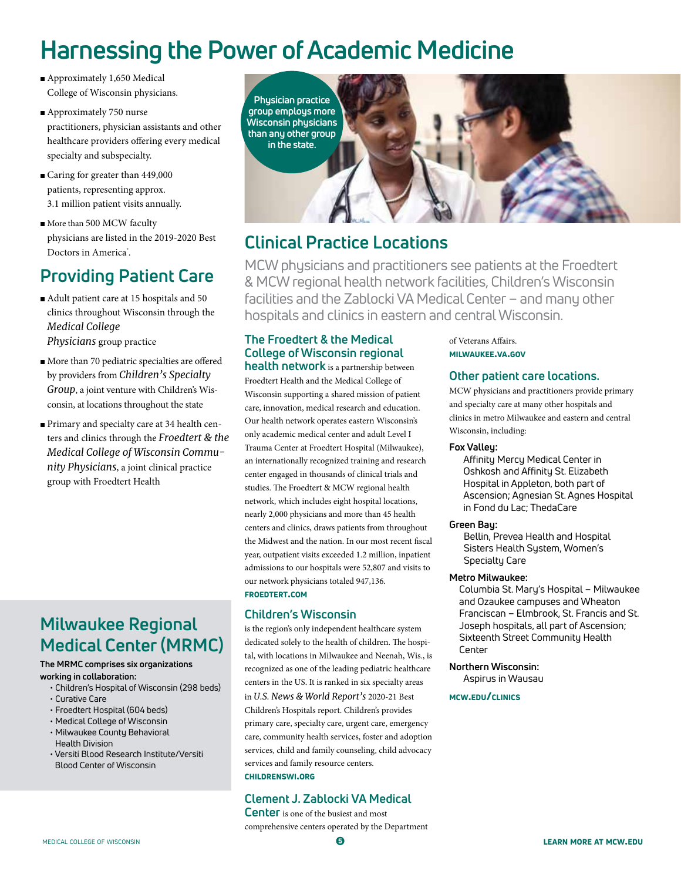# Harnessing the Power of Academic Medicine

- Approximately 1,650 Medical College of Wisconsin physicians.
- Approximately 750 nurse practitioners, physician assistants and other healthcare providers offering every medical specialty and subspecialty.
- Caring for greater than 449,000 patients, representing approx. 3.1 million patient visits annually.
- More than 500 MCW faculty physicians are listed in the 2019-2020 Best Doctors in America®.

## Providing Patient Care

- Adult patient care at 15 hospitals and 50 clinics throughout Wisconsin through the *Medical College Physicians* group practice
- More than 70 pediatric specialties are offered by providers from *Children's Specialty Group*, a joint venture with Children's Wisconsin, at locations throughout the state
- Primary and specialty care at 34 health centers and clinics through the *Froedtert & the Medical College of Wisconsin Community Physicians*, a joint clinical practice group with Froedtert Health

## Milwaukee Regional Medical Center (MRMC)

**The MRMC comprises six organizations working in collaboration:**

- Children's Hospital of Wisconsin (298 beds)
- Curative Care
- Froedtert Hospital (604 beds)
- Medical College of Wisconsin
- Milwaukee County Behavioral Health Division
- Versiti Blood Research Institute/Versiti Blood Center of Wisconsin

**Physician practice group employs more Wisconsin physicians than any other group in the state.**

## Clinical Practice Locations

MCW physicians and practitioners see patients at the Froedtert & MCW regional health network facilities, Children's Wisconsin facilities and the Zablocki VA Medical Center – and many other hospitals and clinics in eastern and central Wisconsin.

**The Froedtert & the Medical College of Wisconsin regional health network** is a partnership between Froedtert Health and the Medical College of Wisconsin supporting a shared mission of patient care, innovation, medical research and education. Our health network operates eastern Wisconsin's only academic medical center and adult Level I Trauma Center at Froedtert Hospital (Milwaukee), an internationally recognized training and research center engaged in thousands of clinical trials and studies. The Froedtert & MCW regional health network, which includes eight hospital locations, nearly 2,000 physicians and more than 45 health centers and clinics, draws patients from throughout the Midwest and the nation. In our most recent fiscal year, outpatient visits exceeded 1.2 million, inpatient admissions to our hospitals were 52,807 and visits to our network physicians totaled 947,136.
**FROEDTERT.COM**

### Children's Wisconsin

is the region's only independent healthcare system dedicated solely to the health of children. The hospital, with locations in Milwaukee and Neenah, Wis., is recognized as one of the leading pediatric healthcare centers in the US. It is ranked in six specialty areas in *U.S. News & World Report's* 2020-21 Best Children's Hospitals report. Children's provides primary care, specialty care, urgent care, emergency care, community health services, foster and adoption services, child and family counseling, child advocacy services and family resource centers.
**CHILDRENSWI.ORG**

**Clement J. Zablocki VA Medical Center** is one of the busiest and most comprehensive centers operated by the Department of Veterans Affairs.
**MILWAUKEE.VA.GOV**

### Other patient care locations.

MCW physicians and practitioners provide primary and specialty care at many other hospitals and clinics in metro Milwaukee and eastern and central Wisconsin, including:

**Fox Valley:**
Affinity Mercy Medical Center in Oshkosh and Affinity St. Elizabeth Hospital in Appleton, both part of Ascension; Agnesian St. Agnes Hospital in Fond du Lac; ThedaCare

**Green Bay:**
Bellin, Prevea Health and Hospital Sisters Health System, Women's Specialty Care

**Metro Milwaukee:**
Columbia St. Mary's Hospital – Milwaukee and Ozaukee campuses and Wheaton Franciscan – Elmbrook, St. Francis and St. Joseph hospitals, all part of Ascension; Sixteenth Street Community Health Center

**Northern Wisconsin:**
Aspirus in Wausau

**MCW.EDU/CLINICS**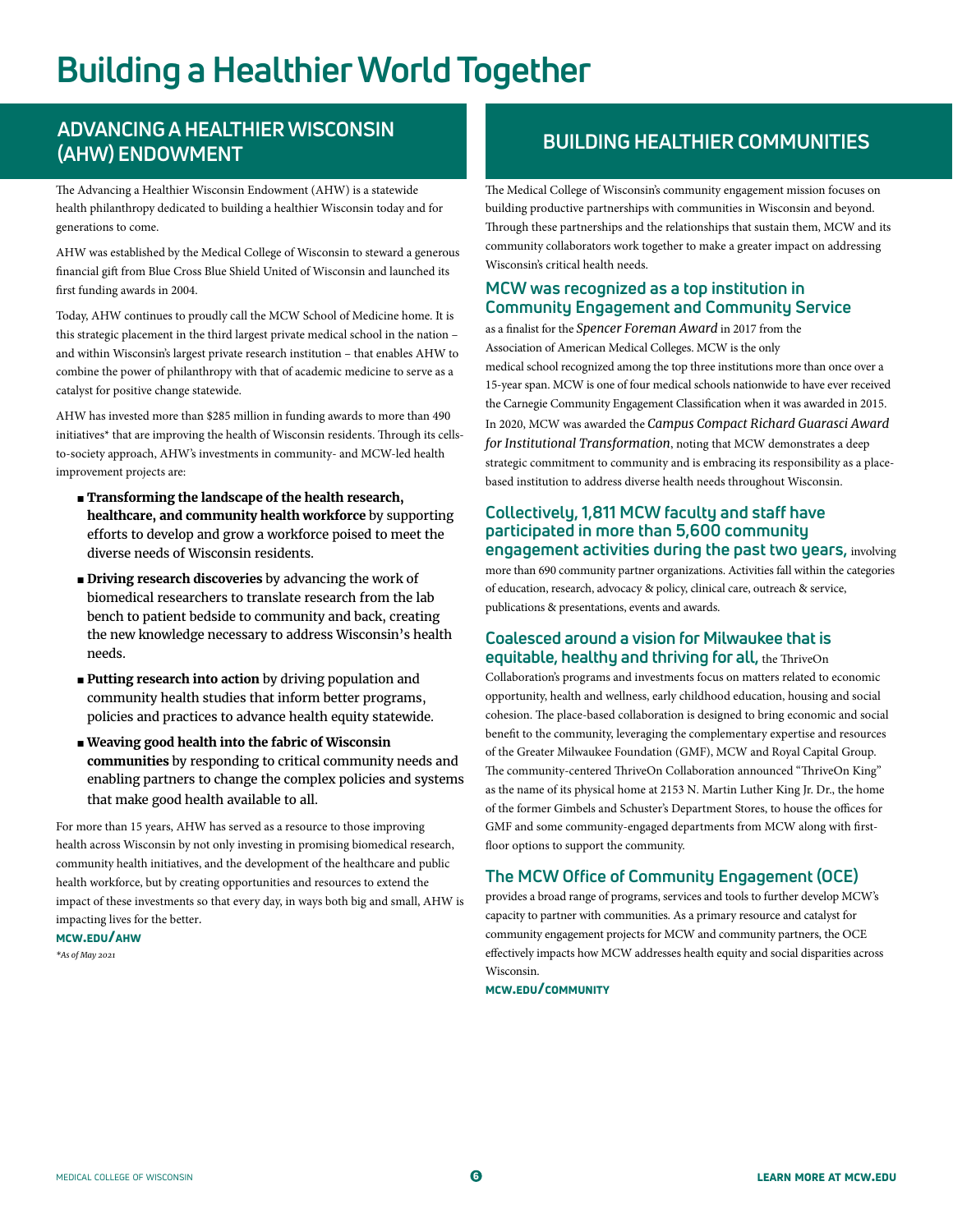# Building a Healthier World Together

## ADVANCING A HEALTHIER WISCONSIN (AHW) ENDOWMENT

The Advancing a Healthier Wisconsin Endowment (AHW) is a statewide health philanthropy dedicated to building a healthier Wisconsin today and for generations to come.

AHW was established by the Medical College of Wisconsin to steward a generous financial gift from Blue Cross Blue Shield United of Wisconsin and launched its first funding awards in 2004.

Today, AHW continues to proudly call the MCW School of Medicine home. It is this strategic placement in the third largest private medical school in the nation – and within Wisconsin's largest private research institution – that enables AHW to combine the power of philanthropy with that of academic medicine to serve as a catalyst for positive change statewide.

AHW has invested more than $285 million in funding awards to more than 490 initiatives* that are improving the health of Wisconsin residents. Through its cells-to-society approach, AHW's investments in community- and MCW-led health improvement projects are:

- **Transforming the landscape of the health research, healthcare, and community health workforce** by supporting efforts to develop and grow a workforce poised to meet the diverse needs of Wisconsin residents.
- **Driving research discoveries** by advancing the work of biomedical researchers to translate research from the lab bench to patient bedside to community and back, creating the new knowledge necessary to address Wisconsin's health needs.
- **Putting research into action** by driving population and community health studies that inform better programs, policies and practices to advance health equity statewide.
- **Weaving good health into the fabric of Wisconsin communities** by responding to critical community needs and enabling partners to change the complex policies and systems that make good health available to all.

For more than 15 years, AHW has served as a resource to those improving health across Wisconsin by not only investing in promising biomedical research, community health initiatives, and the development of the healthcare and public health workforce, but by creating opportunities and resources to extend the impact of these investments so that every day, in ways both big and small, AHW is impacting lives for the better.

**MCW.EDU/AHW**

*\*As of May 2021*

## BUILDING HEALTHIER COMMUNITIES

The Medical College of Wisconsin's community engagement mission focuses on building productive partnerships with communities in Wisconsin and beyond. Through these partnerships and the relationships that sustain them, MCW and its community collaborators work together to make a greater impact on addressing Wisconsin's critical health needs.

**MCW was recognized as a top institution in Community Engagement and Community Service** as a finalist for the *Spencer Foreman Award* in 2017 from the Association of American Medical Colleges. MCW is the only medical school recognized among the top three institutions more than once over a 15-year span. MCW is one of four medical schools nationwide to have ever received the Carnegie Community Engagement Classification when it was awarded in 2015. In 2020, MCW was awarded the *Campus Compact Richard Guarasci Award for Institutional Transformation*, noting that MCW demonstrates a deep strategic commitment to community and is embracing its responsibility as a place-based institution to address diverse health needs throughout Wisconsin.

**Collectively, 1,811 MCW faculty and staff have participated in more than 5,600 community engagement activities during the past two years,** involving more than 690 community partner organizations. Activities fall within the categories of education, research, advocacy & policy, clinical care, outreach & service, publications & presentations, events and awards.

**Coalesced around a vision for Milwaukee that is equitable, healthy and thriving for all,** the ThriveOn Collaboration's programs and investments focus on matters related to economic opportunity, health and wellness, early childhood education, housing and social cohesion. The place-based collaboration is designed to bring economic and social benefit to the community, leveraging the complementary expertise and resources of the Greater Milwaukee Foundation (GMF), MCW and Royal Capital Group. The community-centered ThriveOn Collaboration announced "ThriveOn King" as the name of its physical home at 2153 N. Martin Luther King Jr. Dr., the home of the former Gimbels and Schuster's Department Stores, to house the offices for GMF and some community-engaged departments from MCW along with first-floor options to support the community.

**The MCW Office of Community Engagement (OCE)** provides a broad range of programs, services and tools to further develop MCW's capacity to partner with communities. As a primary resource and catalyst for community engagement projects for MCW and community partners, the OCE effectively impacts how MCW addresses health equity and social disparities across Wisconsin.

**MCW.EDU/COMMUNITY**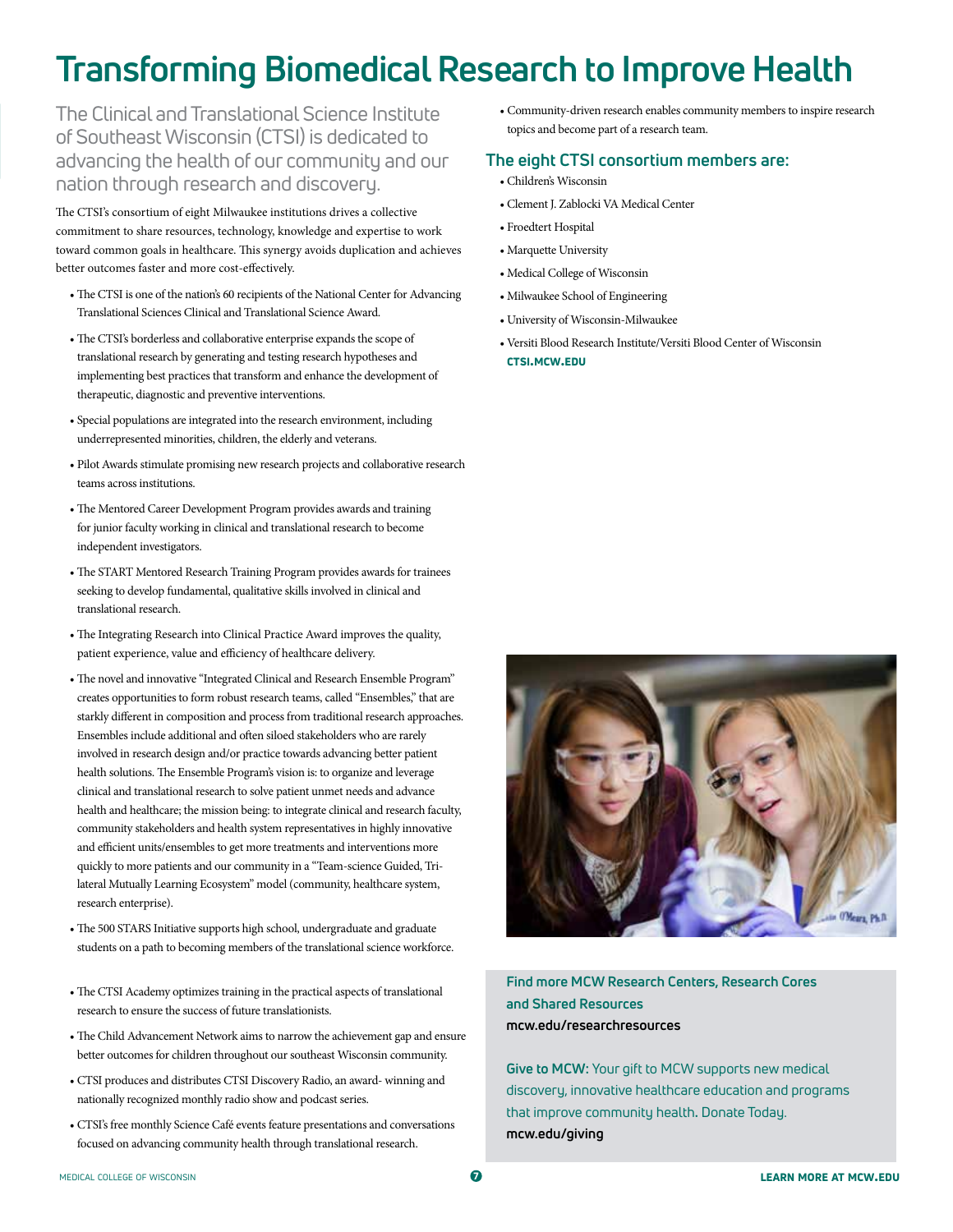# Transforming Biomedical Research to Improve Health

## The Clinical and Translational Science Institute of Southeast Wisconsin (CTSI) is dedicated to advancing the health of our community and our nation through research and discovery.

The CTSI's consortium of eight Milwaukee institutions drives a collective commitment to share resources, technology, knowledge and expertise to work toward common goals in healthcare. This synergy avoids duplication and achieves better outcomes faster and more cost-effectively.

- The CTSI is one of the nation's 60 recipients of the National Center for Advancing Translational Sciences Clinical and Translational Science Award.
- The CTSI's borderless and collaborative enterprise expands the scope of translational research by generating and testing research hypotheses and implementing best practices that transform and enhance the development of therapeutic, diagnostic and preventive interventions.
- Special populations are integrated into the research environment, including underrepresented minorities, children, the elderly and veterans.
- Pilot Awards stimulate promising new research projects and collaborative research teams across institutions.
- The Mentored Career Development Program provides awards and training for junior faculty working in clinical and translational research to become independent investigators.
- The START Mentored Research Training Program provides awards for trainees seeking to develop fundamental, qualitative skills involved in clinical and translational research.
- The Integrating Research into Clinical Practice Award improves the quality, patient experience, value and efficiency of healthcare delivery.
- The novel and innovative "Integrated Clinical and Research Ensemble Program" creates opportunities to form robust research teams, called "Ensembles," that are starkly different in composition and process from traditional research approaches. Ensembles include additional and often siloed stakeholders who are rarely involved in research design and/or practice towards advancing better patient health solutions. The Ensemble Program's vision is: to organize and leverage clinical and translational research to solve patient unmet needs and advance health and healthcare; the mission being: to integrate clinical and research faculty, community stakeholders and health system representatives in highly innovative and efficient units/ensembles to get more treatments and interventions more quickly to more patients and our community in a "Team-science Guided, Tri-lateral Mutually Learning Ecosystem" model (community, healthcare system, research enterprise).
- The 500 STARS Initiative supports high school, undergraduate and graduate students on a path to becoming members of the translational science workforce.
- The CTSI Academy optimizes training in the practical aspects of translational research to ensure the success of future translationists.
- The Child Advancement Network aims to narrow the achievement gap and ensure better outcomes for children throughout our southeast Wisconsin community.
- CTSI produces and distributes CTSI Discovery Radio, an award- winning and nationally recognized monthly radio show and podcast series.
- CTSI's free monthly Science Café events feature presentations and conversations focused on advancing community health through translational research.
- Community-driven research enables community members to inspire research topics and become part of a research team.

### The eight CTSI consortium members are:

- Children's Wisconsin
- Clement J. Zablocki VA Medical Center
- Froedtert Hospital
- Marquette University
- Medical College of Wisconsin
- Milwaukee School of Engineering
- University of Wisconsin-Milwaukee
- Versiti Blood Research Institute/Versiti Blood Center of Wisconsin

**CTSI.MCW.EDU**

**Find more MCW Research Centers, Research Cores and Shared Resources**
**mcw.edu/researchresources**

**Give to MCW:** Your gift to MCW supports new medical discovery, innovative healthcare education and programs that improve community health. Donate Today.
**mcw.edu/giving**